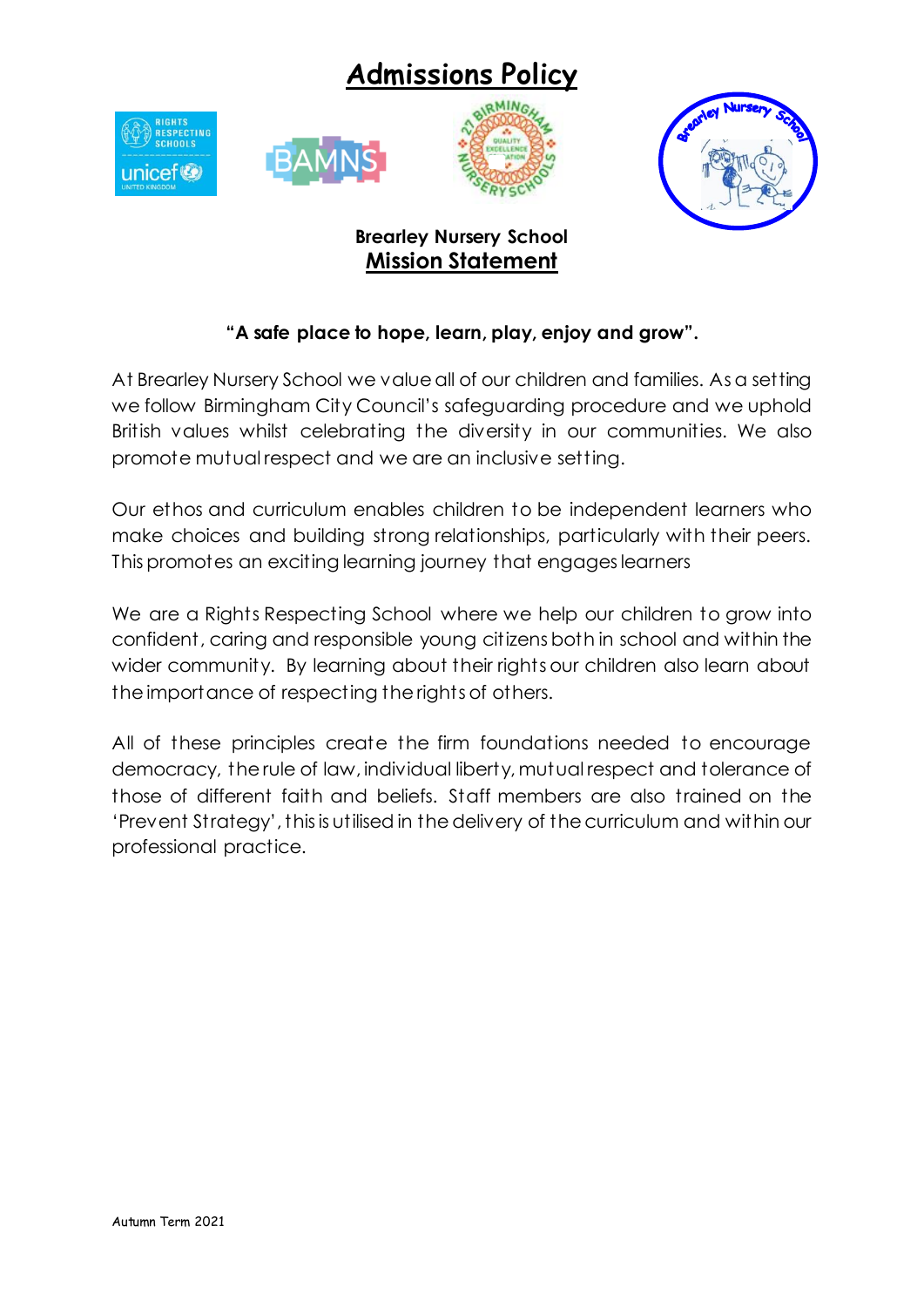# Admissions Policy

**Brearley Nursery School**

## Mission Statement

**"A safe place to hope, learn, play, enjoy and grow".**

At Brearley Nursery School we value all of our children and families. As a setting we follow Birmingham City Council's safeguarding procedure and we uphold British values whilst celebrating the diversity in our communities. We also promote mutual respect and we are an inclusive setting.

Our ethos and curriculum enables children to be independent learners who make choices and building strong relationships, particularly with their peers. This promotes an exciting learning journey that engages learners

We are a Rights Respecting School where we help our children to grow into confident, caring and responsible young citizens both in school and within the wider community. By learning about their rights our children also learn about the importance of respecting the rights of others.

All of these principles create the firm foundations needed to encourage democracy, the rule of law, individual liberty, mutual respect and tolerance of those of different faith and beliefs. Staff members are also trained on the 'Prevent Strategy', this is utilised in the delivery of the curriculum and within our professional practice.

Autumn Term 2021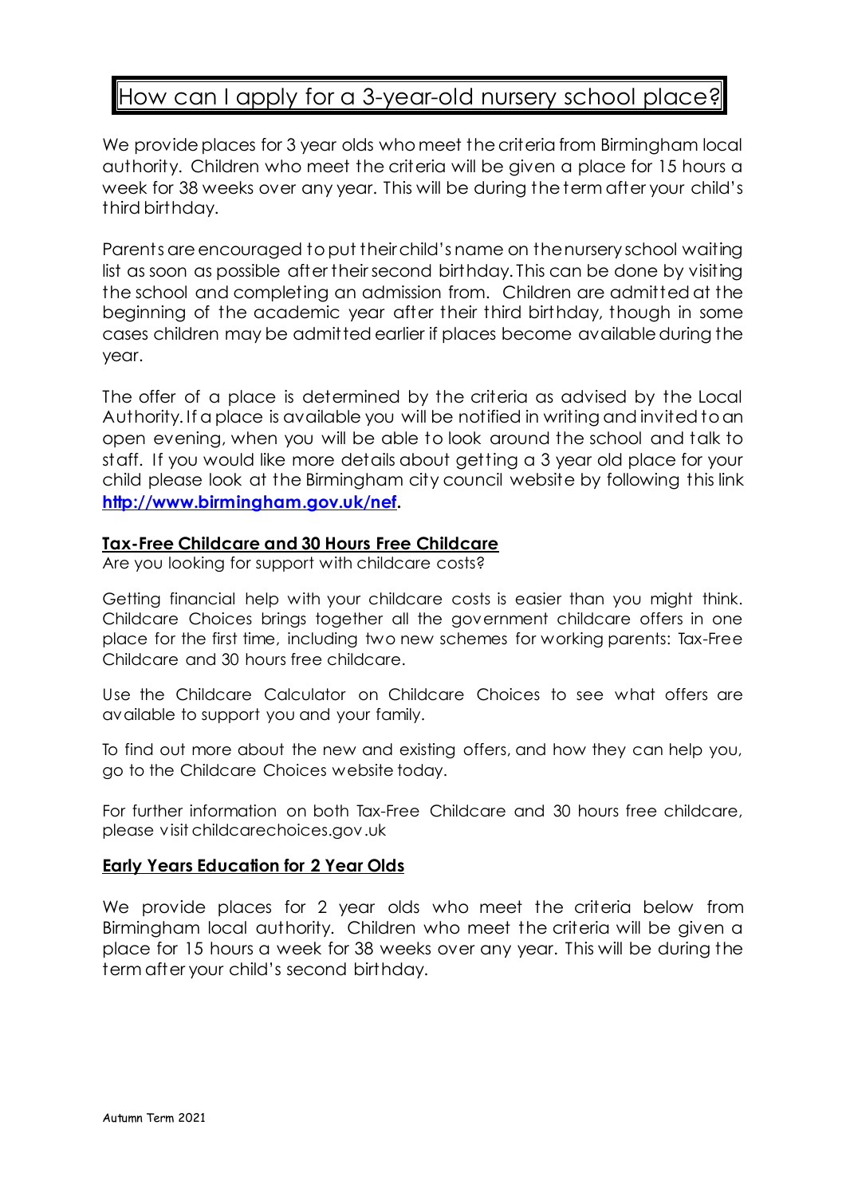# How can I apply for a 3-year-old nursery school place?

We provide places for 3 year olds who meet the criteria from Birmingham local authority. Children who meet the criteria will be given a place for 15 hours a week for 38 weeks over any year. This will be during the term after your child's third birthday.

Parents are encouraged to put their child's name on the nursery school waiting list as soon as possible after their second birthday. This can be done by visiting the school and completing an admission from. Children are admitted at the beginning of the academic year after their third birthday, though in some cases children may be admitted earlier if places become available during the year.

The offer of a place is determined by the criteria as advised by the Local Authority. If a place is available you will be notified in writing and invited to an open evening, when you will be able to look around the school and talk to staff. If you would like more details about getting a 3 year old place for your child please look at the Birmingham city council website by following this link **[http://www.birmingham.gov.uk/nef](http://www.birmingham.gov.uk/nef)**.

## Tax-Free Childcare and 30 Hours Free Childcare

Are you looking for support with childcare costs?

Getting financial help with your childcare costs is easier than you might think. Childcare Choices brings together all the government childcare offers in one place for the first time, including two new schemes for working parents: Tax-Free Childcare and 30 hours free childcare.

Use the Childcare Calculator on Childcare Choices to see what offers are available to support you and your family.

To find out more about the new and existing offers, and how they can help you, go to the Childcare Choices website today.

For further information on both Tax-Free Childcare and 30 hours free childcare, please visit childcarechoices.gov.uk

## Early Years Education for 2 Year Olds

We provide places for 2 year olds who meet the criteria below from Birmingham local authority. Children who meet the criteria will be given a place for 15 hours a week for 38 weeks over any year. This will be during the term after your child's second birthday.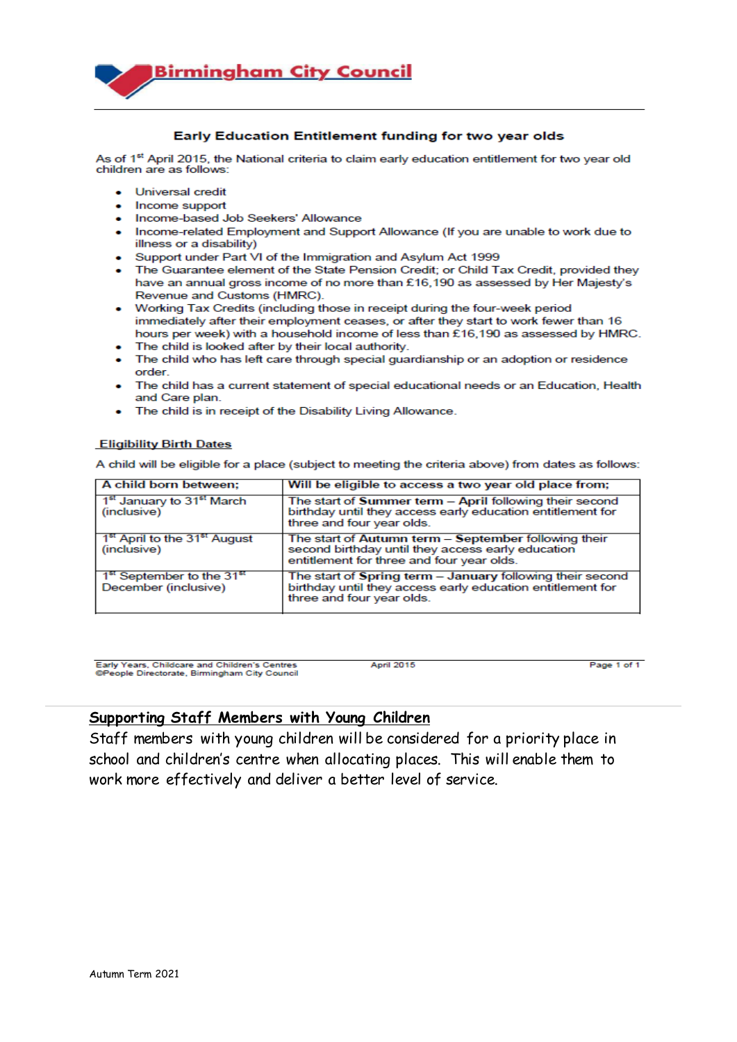**Birmingham City Council**

## Early Education Entitlement funding for two year olds

As of 1st April 2015, the National criteria to claim early education entitlement for two year old children are as follows:

- Universal credit
- Income support
- Income-based Job Seekers' Allowance
- Income-related Employment and Support Allowance (If you are unable to work due to illness or a disability)
- Support under Part VI of the Immigration and Asylum Act 1999
- The Guarantee element of the State Pension Credit; or Child Tax Credit, provided they have an annual gross income of no more than £16,190 as assessed by Her Majesty's Revenue and Customs (HMRC).
- Working Tax Credits (including those in receipt during the four-week period immediately after their employment ceases, or after they start to work fewer than 16 hours per week) with a household income of less than £16,190 as assessed by HMRC.
- The child is looked after by their local authority.
- The child who has left care through special guardianship or an adoption or residence order.
- The child has a current statement of special educational needs or an Education, Health and Care plan.
- The child is in receipt of the Disability Living Allowance.

### Eligibility Birth Dates

A child will be eligible for a place (subject to meeting the criteria above) from dates as follows:

| A child born between; | Will be eligible to access a two year old place from; |
|---|---|
| 1st January to 31st March (inclusive) | The start of **Summer term – April** following their second birthday until they access early education entitlement for three and four year olds. |
| 1st April to the 31st August (inclusive) | The start of **Autumn term – September** following their second birthday until they access early education entitlement for three and four year olds. |
| 1st September to the 31st December (inclusive) | The start of **Spring term – January** following their second birthday until they access early education entitlement for three and four year olds. |

Early Years, Childcare and Children's Centres
©People Directorate, Birmingham City Council
April 2015

## Supporting Staff Members with Young Children

Staff members with young children will be considered for a priority place in school and children's centre when allocating places. This will enable them to work more effectively and deliver a better level of service.

Autumn Term 2021